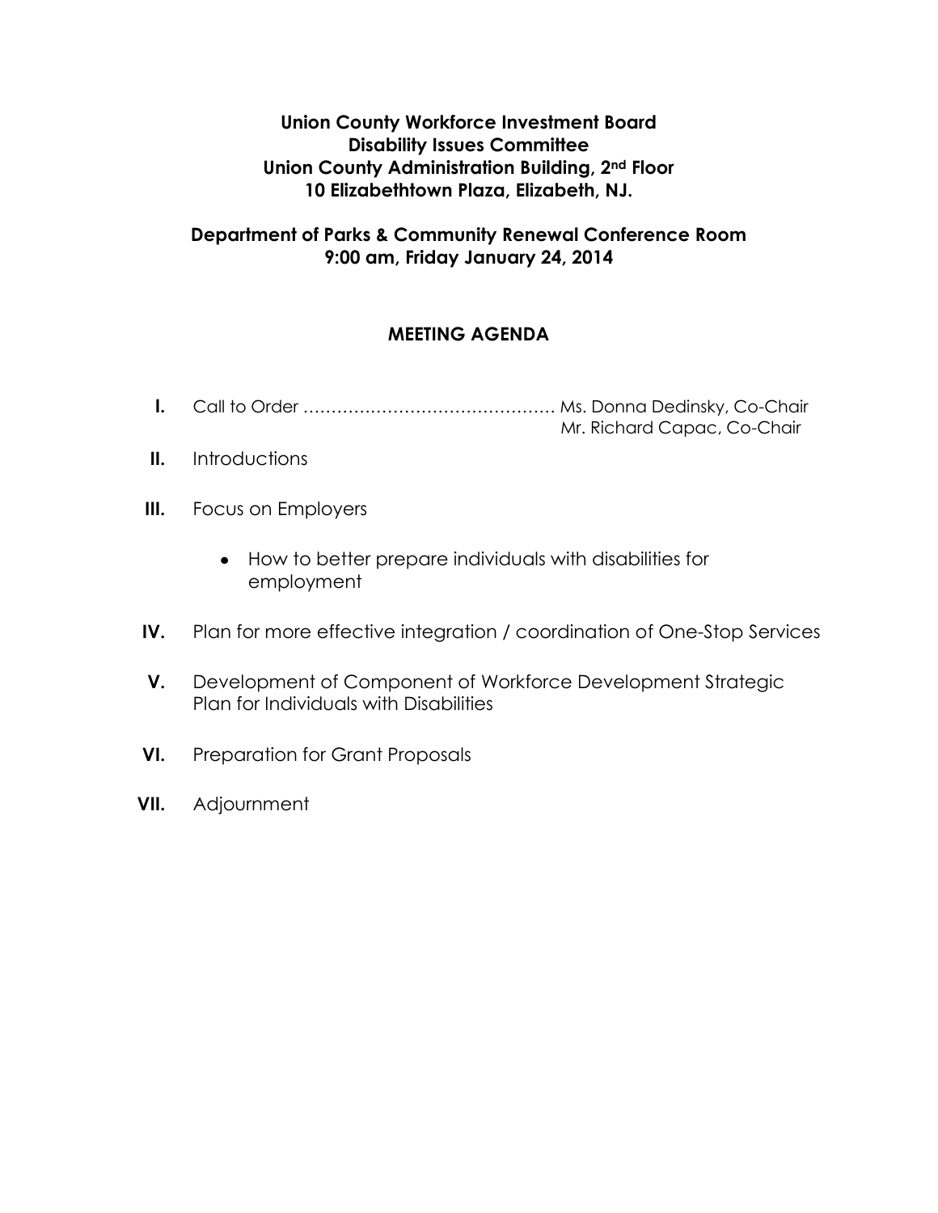**Union County Workforce Investment Board**
**Disability Issues Committee**
**Union County Administration Building, 2nd Floor**
**10 Elizabethtown Plaza, Elizabeth, NJ.**

**Department of Parks & Community Renewal Conference Room**
**9:00 am, Friday January 24, 2014**

## MEETING AGENDA

**I.** Call to Order ……………………………………… Ms. Donna Dedinsky, Co-Chair
Mr. Richard Capac, Co-Chair

**II.** Introductions

**III.** Focus on Employers

- How to better prepare individuals with disabilities for employment

**IV.** Plan for more effective integration / coordination of One-Stop Services

**V.** Development of Component of Workforce Development Strategic Plan for Individuals with Disabilities

**VI.** Preparation for Grant Proposals

**VII.** Adjournment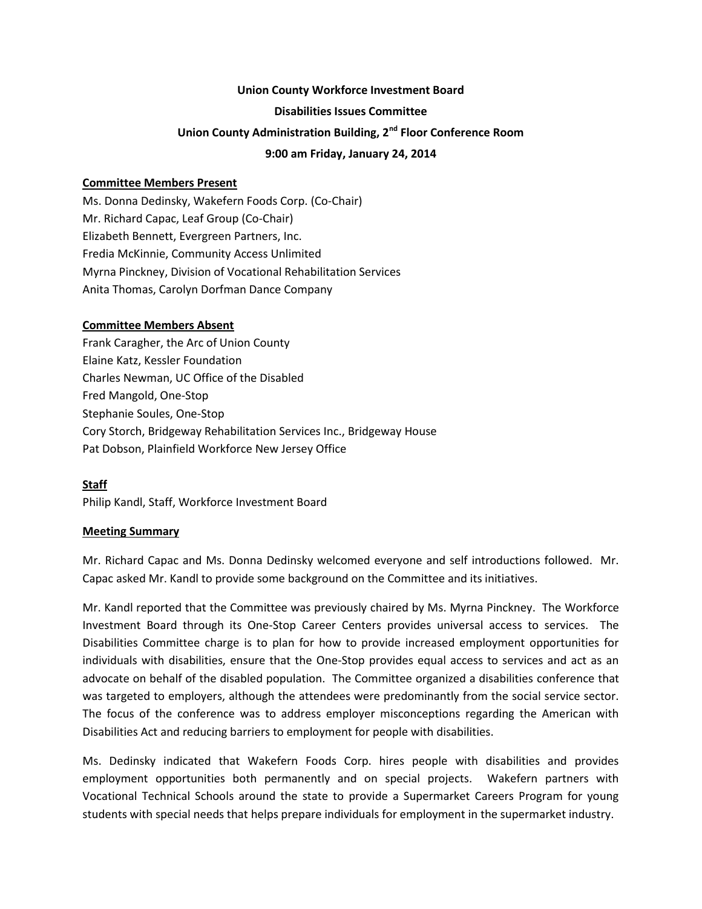**Union County Workforce Investment Board**

**Disabilities Issues Committee**

**Union County Administration Building, 2nd Floor Conference Room**

**9:00 am Friday, January 24, 2014**

**Committee Members Present**

Ms. Donna Dedinsky, Wakefern Foods Corp. (Co-Chair)
Mr. Richard Capac, Leaf Group (Co-Chair)
Elizabeth Bennett, Evergreen Partners, Inc.
Fredia McKinnie, Community Access Unlimited
Myrna Pinckney, Division of Vocational Rehabilitation Services
Anita Thomas, Carolyn Dorfman Dance Company

**Committee Members Absent**

Frank Caragher, the Arc of Union County
Elaine Katz, Kessler Foundation
Charles Newman, UC Office of the Disabled
Fred Mangold, One-Stop
Stephanie Soules, One-Stop
Cory Storch, Bridgeway Rehabilitation Services Inc., Bridgeway House
Pat Dobson, Plainfield Workforce New Jersey Office

**Staff**

Philip Kandl, Staff, Workforce Investment Board

**Meeting Summary**

Mr. Richard Capac and Ms. Donna Dedinsky welcomed everyone and self introductions followed. Mr. Capac asked Mr. Kandl to provide some background on the Committee and its initiatives.

Mr. Kandl reported that the Committee was previously chaired by Ms. Myrna Pinckney. The Workforce Investment Board through its One-Stop Career Centers provides universal access to services. The Disabilities Committee charge is to plan for how to provide increased employment opportunities for individuals with disabilities, ensure that the One-Stop provides equal access to services and act as an advocate on behalf of the disabled population. The Committee organized a disabilities conference that was targeted to employers, although the attendees were predominantly from the social service sector. The focus of the conference was to address employer misconceptions regarding the American with Disabilities Act and reducing barriers to employment for people with disabilities.

Ms. Dedinsky indicated that Wakefern Foods Corp. hires people with disabilities and provides employment opportunities both permanently and on special projects. Wakefern partners with Vocational Technical Schools around the state to provide a Supermarket Careers Program for young students with special needs that helps prepare individuals for employment in the supermarket industry.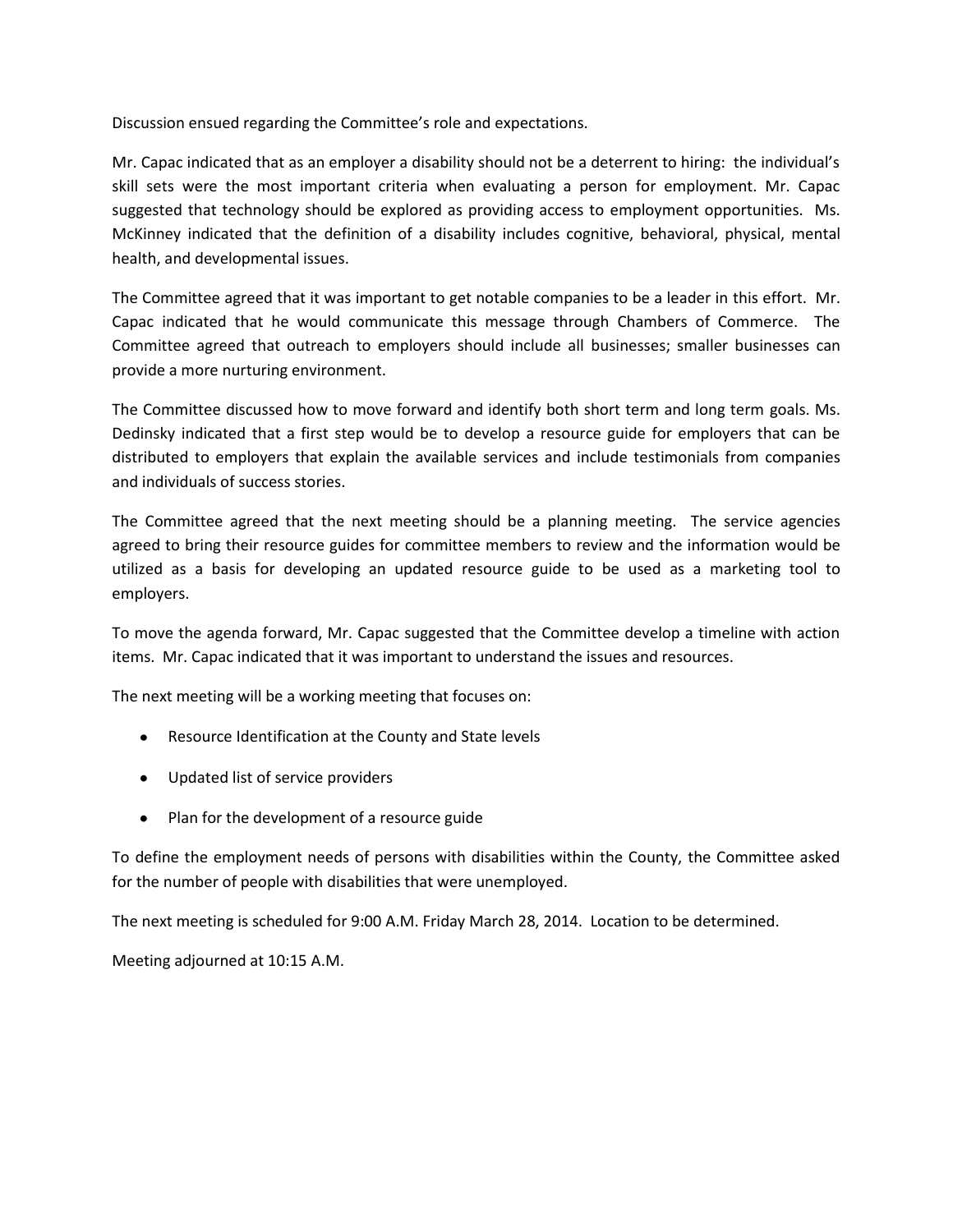Discussion ensued regarding the Committee's role and expectations.

Mr. Capac indicated that as an employer a disability should not be a deterrent to hiring: the individual's skill sets were the most important criteria when evaluating a person for employment. Mr. Capac suggested that technology should be explored as providing access to employment opportunities. Ms. McKinney indicated that the definition of a disability includes cognitive, behavioral, physical, mental health, and developmental issues.

The Committee agreed that it was important to get notable companies to be a leader in this effort. Mr. Capac indicated that he would communicate this message through Chambers of Commerce. The Committee agreed that outreach to employers should include all businesses; smaller businesses can provide a more nurturing environment.

The Committee discussed how to move forward and identify both short term and long term goals. Ms. Dedinsky indicated that a first step would be to develop a resource guide for employers that can be distributed to employers that explain the available services and include testimonials from companies and individuals of success stories.

The Committee agreed that the next meeting should be a planning meeting. The service agencies agreed to bring their resource guides for committee members to review and the information would be utilized as a basis for developing an updated resource guide to be used as a marketing tool to employers.

To move the agenda forward, Mr. Capac suggested that the Committee develop a timeline with action items. Mr. Capac indicated that it was important to understand the issues and resources.

The next meeting will be a working meeting that focuses on:

- Resource Identification at the County and State levels
- Updated list of service providers
- Plan for the development of a resource guide

To define the employment needs of persons with disabilities within the County, the Committee asked for the number of people with disabilities that were unemployed.

The next meeting is scheduled for 9:00 A.M. Friday March 28, 2014. Location to be determined.

Meeting adjourned at 10:15 A.M.